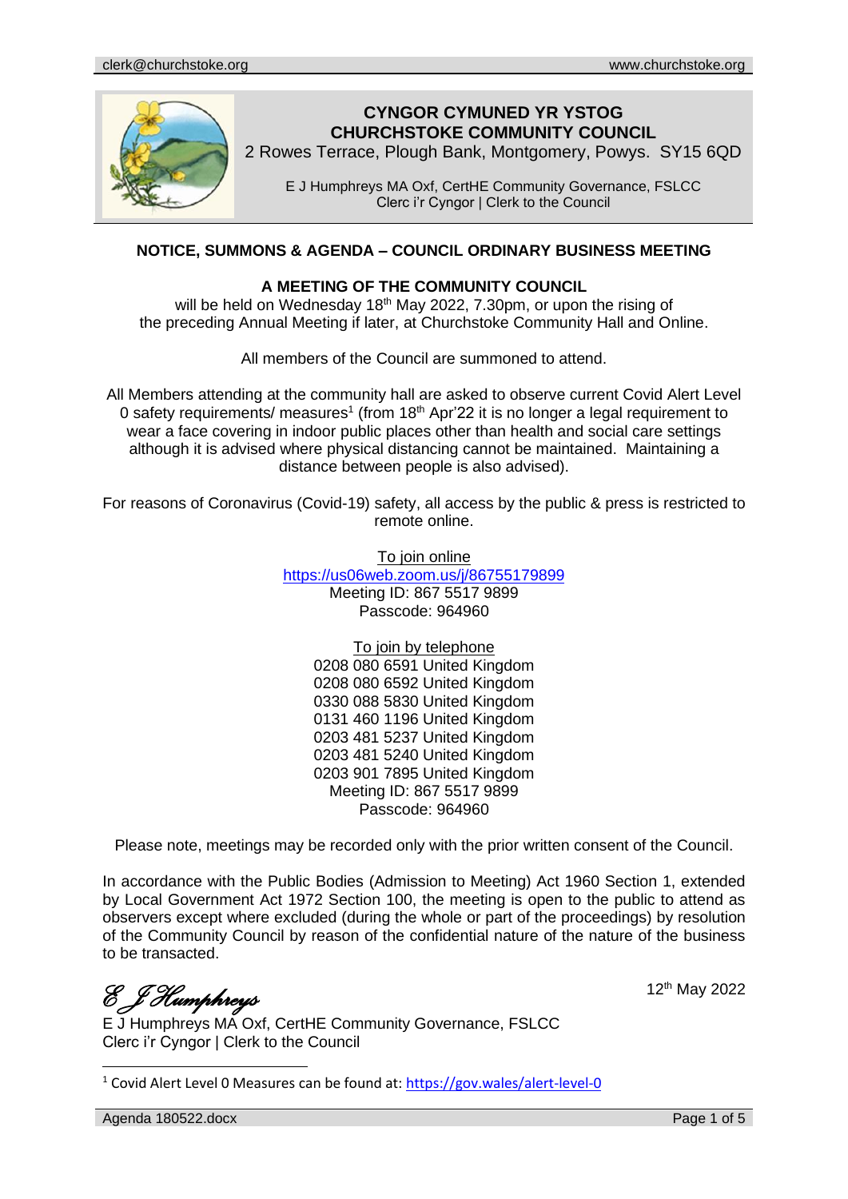# CYNGOR CYMUNED YR YSTOG
# CHURCHSTOKE COMMUNITY COUNCIL

2 Rowes Terrace, Plough Bank, Montgomery, Powys. SY15 6QD

E J Humphreys MA Oxf, CertHE Community Governance, FSLCC
Clerc i'r Cygnor | Clerk to the Council

## NOTICE, SUMMONS & AGENDA – COUNCIL ORDINARY BUSINESS MEETING

### A MEETING OF THE COMMUNITY COUNCIL

will be held on Wednesday 18th May 2022, 7.30pm, or upon the rising of the preceding Annual Meeting if later, at Churchstoke Community Hall and Online.

All members of the Council are summoned to attend.

All Members attending at the community hall are asked to observe current Covid Alert Level 0 safety requirements/ measures[1] (from 18th Apr'22 it is no longer a legal requirement to wear a face covering in indoor public places other than health and social care settings although it is advised where physical distancing cannot be maintained. Maintaining a distance between people is also advised).

For reasons of Coronavirus (Covid-19) safety, all access by the public & press is restricted to remote online.

To join online
https://us06web.zoom.us/j/86755179899
Meeting ID: 867 5517 9899
Passcode: 964960

To join by telephone
0208 080 6591 United Kingdom
0208 080 6592 United Kingdom
0330 088 5830 United Kingdom
0131 460 1196 United Kingdom
0203 481 5237 United Kingdom
0203 481 5240 United Kingdom
0203 901 7895 United Kingdom
Meeting ID: 867 5517 9899
Passcode: 964960

Please note, meetings may be recorded only with the prior written consent of the Council.

In accordance with the Public Bodies (Admission to Meeting) Act 1960 Section 1, extended by Local Government Act 1972 Section 100, the meeting is open to the public to attend as observers except where excluded (during the whole or part of the proceedings) by resolution of the Community Council by reason of the confidential nature of the nature of the business to be transacted.

*E J Humphreys*

12th May 2022

E J Humphreys MA Oxf, CertHE Community Governance, FSLCC
Clerc i'r Cygnor | Clerk to the Council

[1] Covid Alert Level 0 Measures can be found at: https://gov.wales/alert-level-0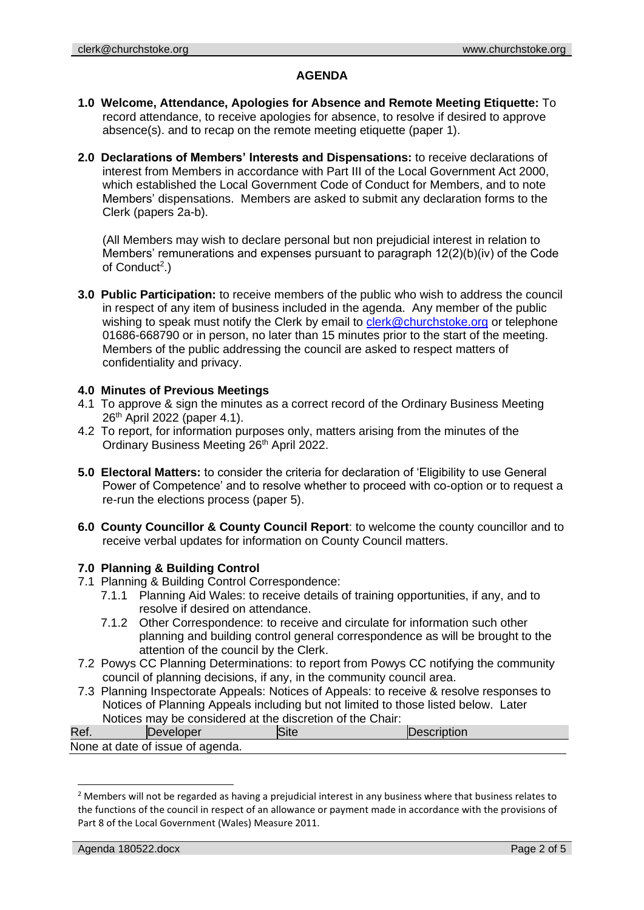# AGENDA

**1.0 Welcome, Attendance, Apologies for Absence and Remote Meeting Etiquette:** To record attendance, to receive apologies for absence, to resolve if desired to approve absence(s). and to recap on the remote meeting etiquette (paper 1).

**2.0 Declarations of Members' Interests and Dispensations:** to receive declarations of interest from Members in accordance with Part III of the Local Government Act 2000, which established the Local Government Code of Conduct for Members, and to note Members' dispensations. Members are asked to submit any declaration forms to the Clerk (papers 2a-b).

(All Members may wish to declare personal but non prejudicial interest in relation to Members' remunerations and expenses pursuant to paragraph 12(2)(b)(iv) of the Code of Conduct[2].)

**3.0 Public Participation:** to receive members of the public who wish to address the council in respect of any item of business included in the agenda. Any member of the public wishing to speak must notify the Clerk by email to clerk@churchstoke.org or telephone 01686-668790 or in person, no later than 15 minutes prior to the start of the meeting. Members of the public addressing the council are asked to respect matters of confidentiality and privacy.

**4.0 Minutes of Previous Meetings**

4.1 To approve & sign the minutes as a correct record of the Ordinary Business Meeting 26th April 2022 (paper 4.1).

4.2 To report, for information purposes only, matters arising from the minutes of the Ordinary Business Meeting 26th April 2022.

**5.0 Electoral Matters:** to consider the criteria for declaration of 'Eligibility to use General Power of Competence' and to resolve whether to proceed with co-option or to request a re-run the elections process (paper 5).

**6.0 County Councillor & County Council Report**: to welcome the county councillor and to receive verbal updates for information on County Council matters.

**7.0 Planning & Building Control**

7.1 Planning & Building Control Correspondence:

- 7.1.1 Planning Aid Wales: to receive details of training opportunities, if any, and to resolve if desired on attendance.
- 7.1.2 Other Correspondence: to receive and circulate for information such other planning and building control general correspondence as will be brought to the attention of the council by the Clerk.

7.2 Powys CC Planning Determinations: to report from Powys CC notifying the community council of planning decisions, if any, in the community council area.

7.3 Planning Inspectorate Appeals: Notices of Appeals: to receive & resolve responses to Notices of Planning Appeals including but not limited to those listed below. Later Notices may be considered at the discretion of the Chair:

| Ref. | Developer | Site | Description |
|---|---|---|---|
| None at date of issue of agenda. | | | |

---

[2] Members will not be regarded as having a prejudicial interest in any business where that business relates to the functions of the council in respect of an allowance or payment made in accordance with the provisions of Part 8 of the Local Government (Wales) Measure 2011.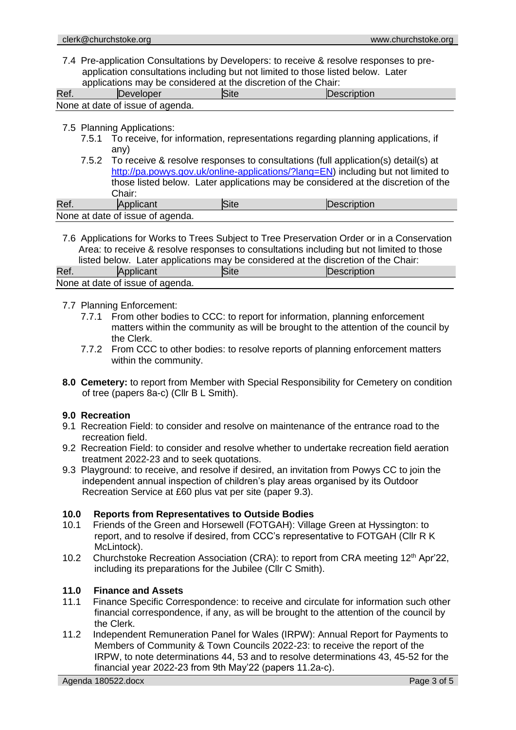7.4 Pre-application Consultations by Developers: to receive & resolve responses to pre-application consultations including but not limited to those listed below. Later applications may be considered at the discretion of the Chair:

| Ref. | Developer | Site | Description |
|---|---|---|---|
| None at date of issue of agenda. | | | |

7.5 Planning Applications:

7.5.1 To receive, for information, representations regarding planning applications, if any)

7.5.2 To receive & resolve responses to consultations (full application(s) detail(s) at http://pa.powys.gov.uk/online-applications/?lang=EN) including but not limited to those listed below. Later applications may be considered at the discretion of the Chair:

| Ref. | Applicant | Site | Description |
|---|---|---|---|
| None at date of issue of agenda. | | | |

7.6 Applications for Works to Trees Subject to Tree Preservation Order or in a Conservation Area: to receive & resolve responses to consultations including but not limited to those listed below. Later applications may be considered at the discretion of the Chair:

| Ref. | Applicant | Site | Description |
|---|---|---|---|
| None at date of issue of agenda. | | | |

7.7 Planning Enforcement:

7.7.1 From other bodies to CCC: to report for information, planning enforcement matters within the community as will be brought to the attention of the council by the Clerk.

7.7.2 From CCC to other bodies: to resolve reports of planning enforcement matters within the community.

**8.0 Cemetery:** to report from Member with Special Responsibility for Cemetery on condition of tree (papers 8a-c) (Cllr B L Smith).

**9.0 Recreation**

9.1 Recreation Field: to consider and resolve on maintenance of the entrance road to the recreation field.

9.2 Recreation Field: to consider and resolve whether to undertake recreation field aeration treatment 2022-23 and to seek quotations.

9.3 Playground: to receive, and resolve if desired, an invitation from Powys CC to join the independent annual inspection of children's play areas organised by its Outdoor Recreation Service at £60 plus vat per site (paper 9.3).

**10.0 Reports from Representatives to Outside Bodies**

10.1 Friends of the Green and Horsewell (FOTGAH): Village Green at Hyssington: to report, and to resolve if desired, from CCC's representative to FOTGAH (Cllr R K McLintock).

10.2 Churchstoke Recreation Association (CRA): to report from CRA meeting 12th Apr'22, including its preparations for the Jubilee (Cllr C Smith).

**11.0 Finance and Assets**

11.1 Finance Specific Correspondence: to receive and circulate for information such other financial correspondence, if any, as will be brought to the attention of the council by the Clerk.

11.2 Independent Remuneration Panel for Wales (IRPW): Annual Report for Payments to Members of Community & Town Councils 2022-23: to receive the report of the IRPW, to note determinations 44, 53 and to resolve determinations 43, 45-52 for the financial year 2022-23 from 9th May'22 (papers 11.2a-c).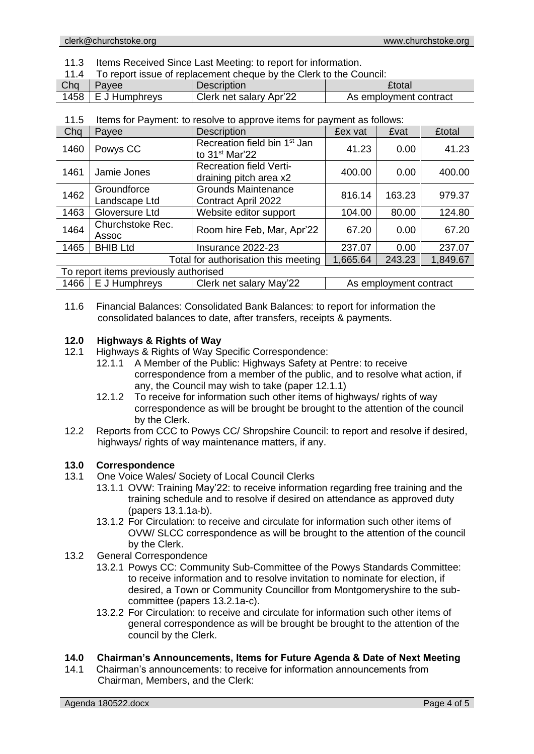11.3 Items Received Since Last Meeting: to report for information.

11.4 To report issue of replacement cheque by the Clerk to the Council:

| Chq | Payee | Description | £total |
|---|---|---|---|
| 1458 | E J Humphreys | Clerk net salary Apr'22 | As employment contract |

11.5 Items for Payment: to resolve to approve items for payment as follows:

| Chq | Payee | Description | £ex vat | £vat | £total |
|---|---|---|---|---|---|
| 1460 | Powys CC | Recreation field bin 1st Jan to 31st Mar'22 | 41.23 | 0.00 | 41.23 |
| 1461 | Jamie Jones | Recreation field Verti-draining pitch area x2 | 400.00 | 0.00 | 400.00 |
| 1462 | Groundforce Landscape Ltd | Grounds Maintenance Contract April 2022 | 816.14 | 163.23 | 979.37 |
| 1463 | Gloversure Ltd | Website editor support | 104.00 | 80.00 | 124.80 |
| 1464 | Churchstoke Rec. Assoc | Room hire Feb, Mar, Apr'22 | 67.20 | 0.00 | 67.20 |
| 1465 | BHIB Ltd | Insurance 2022-23 | 237.07 | 0.00 | 237.07 |
| | | Total for authorisation this meeting | 1,665.64 | 243.23 | 1,849.67 |
| To report items previously authorised | | | | | |
| 1466 | E J Humphreys | Clerk net salary May'22 | As employment contract | | |

11.6 Financial Balances: Consolidated Bank Balances: to report for information the consolidated balances to date, after transfers, receipts & payments.

## 12.0 Highways & Rights of Way

12.1 Highways & Rights of Way Specific Correspondence:

- 12.1.1 A Member of the Public: Highways Safety at Pentre: to receive correspondence from a member of the public, and to resolve what action, if any, the Council may wish to take (paper 12.1.1)
- 12.1.2 To receive for information such other items of highways/ rights of way correspondence as will be brought be brought to the attention of the council by the Clerk.

12.2 Reports from CCC to Powys CC/ Shropshire Council: to report and resolve if desired, highways/ rights of way maintenance matters, if any.

## 13.0 Correspondence

13.1 One Voice Wales/ Society of Local Council Clerks

- 13.1.1 OVW: Training May'22: to receive information regarding free training and the training schedule and to resolve if desired on attendance as approved duty (papers 13.1.1a-b).
- 13.1.2 For Circulation: to receive and circulate for information such other items of OVW/ SLCC correspondence as will be brought to the attention of the council by the Clerk.

13.2 General Correspondence

- 13.2.1 Powys CC: Community Sub-Committee of the Powys Standards Committee: to receive information and to resolve invitation to nominate for election, if desired, a Town or Community Councillor from Montgomeryshire to the sub-committee (papers 13.2.1a-c).
- 13.2.2 For Circulation: to receive and circulate for information such other items of general correspondence as will be brought be brought to the attention of the council by the Clerk.

## 14.0 Chairman's Announcements, Items for Future Agenda & Date of Next Meeting

14.1 Chairman's announcements: to receive for information announcements from Chairman, Members, and the Clerk: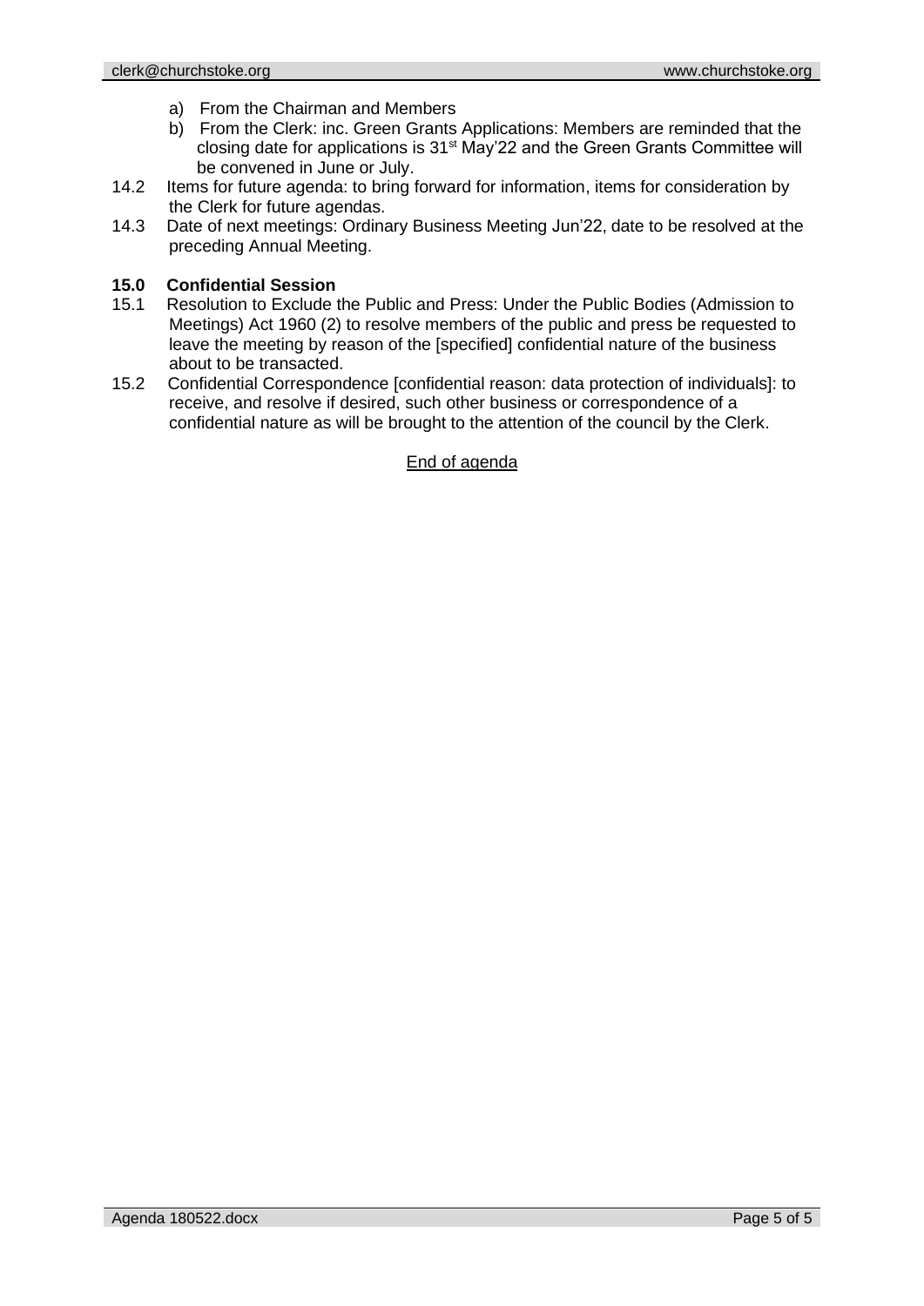a) From the Chairman and Members
b) From the Clerk: inc. Green Grants Applications: Members are reminded that the closing date for applications is 31st May'22 and the Green Grants Committee will be convened in June or July.

14.2 Items for future agenda: to bring forward for information, items for consideration by the Clerk for future agendas.

14.3 Date of next meetings: Ordinary Business Meeting Jun'22, date to be resolved at the preceding Annual Meeting.

**15.0 Confidential Session**

15.1 Resolution to Exclude the Public and Press: Under the Public Bodies (Admission to Meetings) Act 1960 (2) to resolve members of the public and press be requested to leave the meeting by reason of the [specified] confidential nature of the business about to be transacted.

15.2 Confidential Correspondence [confidential reason: data protection of individuals]: to receive, and resolve if desired, such other business or correspondence of a confidential nature as will be brought to the attention of the council by the Clerk.

End of agenda